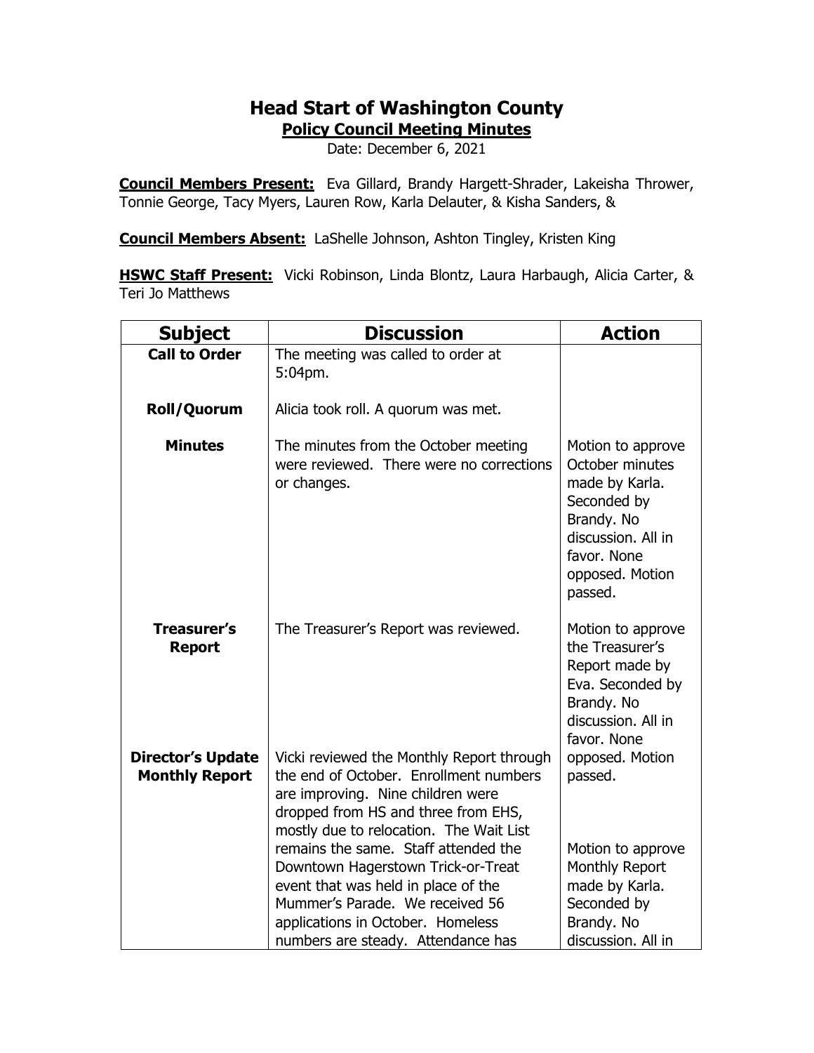# Head Start of Washington County

## Policy Council Meeting Minutes

Date: December 6, 2021

**Council Members Present:** Eva Gillard, Brandy Hargett-Shrader, Lakeisha Thrower, Tonnie George, Tacy Myers, Lauren Row, Karla Delauter, & Kisha Sanders, &

**Council Members Absent:** LaShelle Johnson, Ashton Tingley, Kristen King

**HSWC Staff Present:** Vicki Robinson, Linda Blontz, Laura Harbaugh, Alicia Carter, & Teri Jo Matthews

| Subject | Discussion | Action |
|---|---|---|
| **Call to Order** | The meeting was called to order at 5:04pm. | |
| **Roll/Quorum** | Alicia took roll. A quorum was met. | |
| **Minutes** | The minutes from the October meeting were reviewed. There were no corrections or changes. | Motion to approve October minutes made by Karla. Seconded by Brandy. No discussion. All in favor. None opposed. Motion passed. |
| **Treasurer's Report** | The Treasurer's Report was reviewed. | Motion to approve the Treasurer's Report made by Eva. Seconded by Brandy. No discussion. All in favor. None opposed. Motion passed. |
| **Director's Update Monthly Report** | Vicki reviewed the Monthly Report through the end of October. Enrollment numbers are improving. Nine children were dropped from HS and three from EHS, mostly due to relocation. The Wait List remains the same. Staff attended the Downtown Hagerstown Trick-or-Treat event that was held in place of the Mummer's Parade. We received 56 applications in October. Homeless numbers are steady. Attendance has | Motion to approve Monthly Report made by Karla. Seconded by Brandy. No discussion. All in |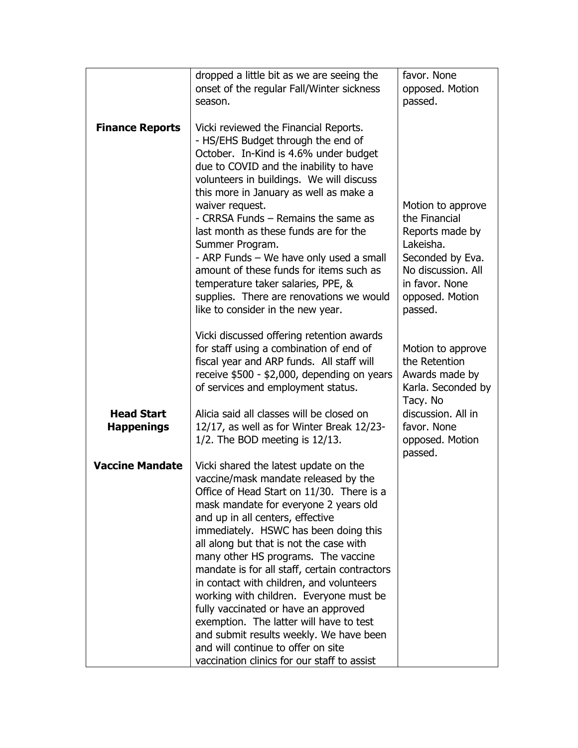| | | |
|---|---|---|
| | dropped a little bit as we are seeing the onset of the regular Fall/Winter sickness season. | favor. None opposed. Motion passed. |
| **Finance Reports** | Vicki reviewed the Financial Reports.<br>- HS/EHS Budget through the end of October. In-Kind is 4.6% under budget due to COVID and the inability to have volunteers in buildings. We will discuss this more in January as well as make a waiver request.<br>- CRRSA Funds – Remains the same as last month as these funds are for the Summer Program.<br>- ARP Funds – We have only used a small amount of these funds for items such as temperature taker salaries, PPE, & supplies. There are renovations we would like to consider in the new year. | Motion to approve the Financial Reports made by Lakeisha. Seconded by Eva. No discussion. All in favor. None opposed. Motion passed. |
| | Vicki discussed offering retention awards for staff using a combination of end of fiscal year and ARP funds. All staff will receive \$500 - \$2,000, depending on years of services and employment status. | Motion to approve the Retention Awards made by Karla. Seconded by Tacy. No discussion. All in favor. None opposed. Motion passed. |
| **Head Start Happenings** | Alicia said all classes will be closed on 12/17, as well as for Winter Break 12/23-1/2. The BOD meeting is 12/13. | |
| **Vaccine Mandate** | Vicki shared the latest update on the vaccine/mask mandate released by the Office of Head Start on 11/30. There is a mask mandate for everyone 2 years old and up in all centers, effective immediately. HSWC has been doing this all along but that is not the case with many other HS programs. The vaccine mandate is for all staff, certain contractors in contact with children, and volunteers working with children. Everyone must be fully vaccinated or have an approved exemption. The latter will have to test and submit results weekly. We have been and will continue to offer on site vaccination clinics for our staff to assist | |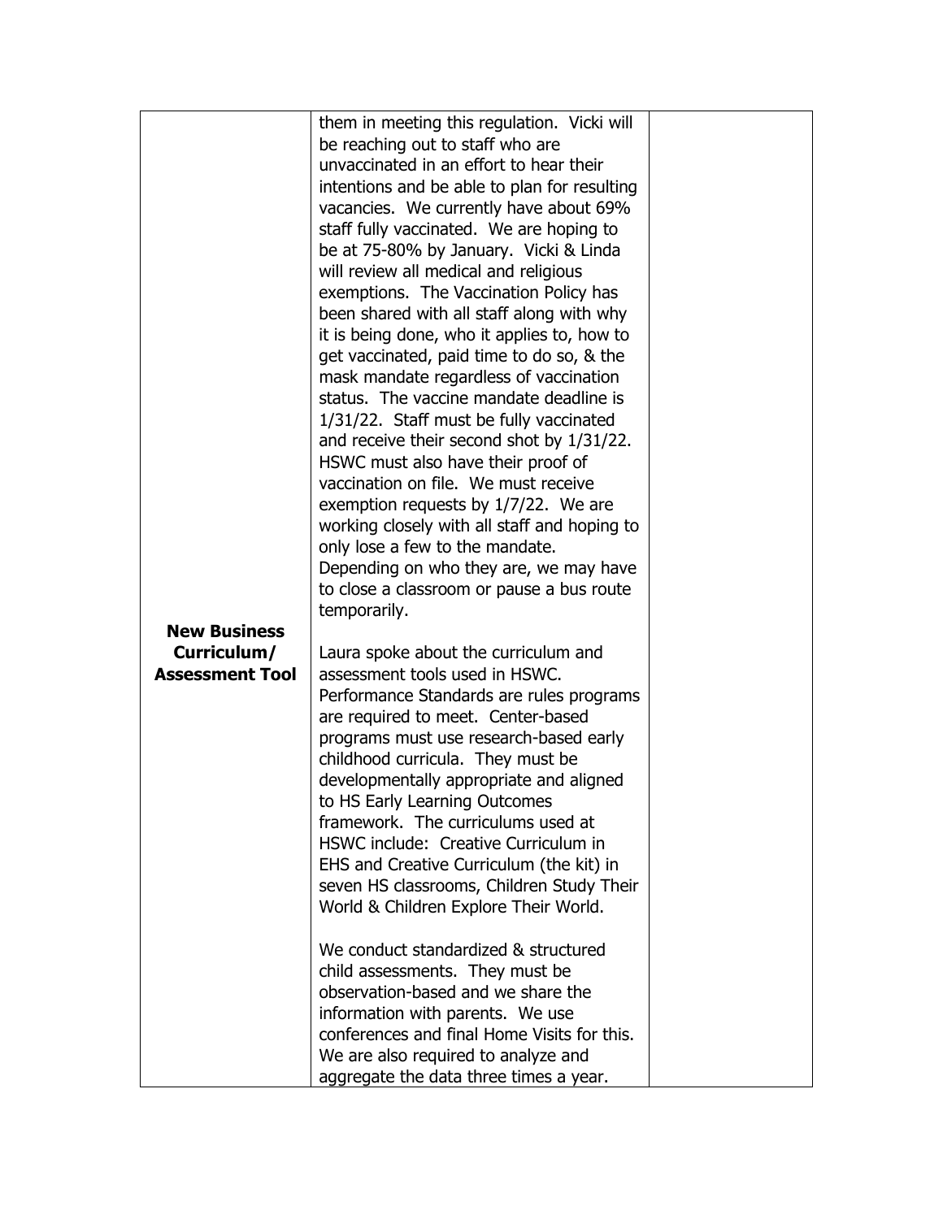| | | |
|---|---|---|
| | them in meeting this regulation. Vicki will be reaching out to staff who are unvaccinated in an effort to hear their intentions and be able to plan for resulting vacancies. We currently have about 69% staff fully vaccinated. We are hoping to be at 75-80% by January. Vicki & Linda will review all medical and religious exemptions. The Vaccination Policy has been shared with all staff along with why it is being done, who it applies to, how to get vaccinated, paid time to do so, & the mask mandate regardless of vaccination status. The vaccine mandate deadline is 1/31/22. Staff must be fully vaccinated and receive their second shot by 1/31/22. HSWC must also have their proof of vaccination on file. We must receive exemption requests by 1/7/22. We are working closely with all staff and hoping to only lose a few to the mandate. Depending on who they are, we may have to close a classroom or pause a bus route temporarily. | |
| **New Business Curriculum/ Assessment Tool** | Laura spoke about the curriculum and assessment tools used in HSWC. Performance Standards are rules programs are required to meet. Center-based programs must use research-based early childhood curricula. They must be developmentally appropriate and aligned to HS Early Learning Outcomes framework. The curriculums used at HSWC include: Creative Curriculum in EHS and Creative Curriculum (the kit) in seven HS classrooms, Children Study Their World & Children Explore Their World.<br><br>We conduct standardized & structured child assessments. They must be observation-based and we share the information with parents. We use conferences and final Home Visits for this. We are also required to analyze and aggregate the data three times a year. | |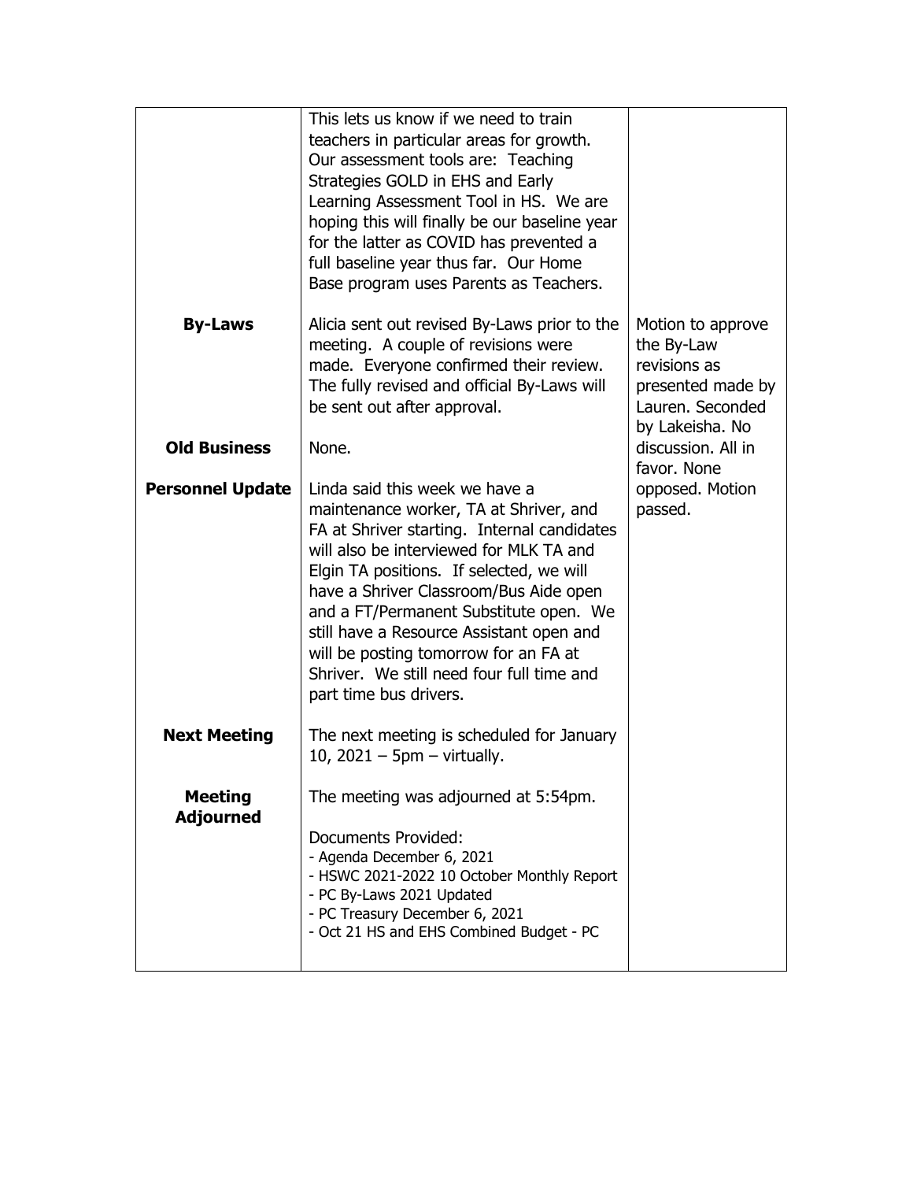| | | |
|---|---|---|
| | This lets us know if we need to train teachers in particular areas for growth. Our assessment tools are: Teaching Strategies GOLD in EHS and Early Learning Assessment Tool in HS. We are hoping this will finally be our baseline year for the latter as COVID has prevented a full baseline year thus far. Our Home Base program uses Parents as Teachers. | |
| **By-Laws** | Alicia sent out revised By-Laws prior to the meeting. A couple of revisions were made. Everyone confirmed their review. The fully revised and official By-Laws will be sent out after approval. | Motion to approve the By-Law revisions as presented made by Lauren. Seconded by Lakeisha. No discussion. All in favor. None opposed. Motion passed. |
| **Old Business** | None. | |
| **Personnel Update** | Linda said this week we have a maintenance worker, TA at Shriver, and FA at Shriver starting. Internal candidates will also be interviewed for MLK TA and Elgin TA positions. If selected, we will have a Shriver Classroom/Bus Aide open and a FT/Permanent Substitute open. We still have a Resource Assistant open and will be posting tomorrow for an FA at Shriver. We still need four full time and part time bus drivers. | |
| **Next Meeting** | The next meeting is scheduled for January 10, 2021 – 5pm – virtually. | |
| **Meeting Adjourned** | The meeting was adjourned at 5:54pm.<br><br>Documents Provided:<br>- Agenda December 6, 2021<br>- HSWC 2021-2022 10 October Monthly Report<br>- PC By-Laws 2021 Updated<br>- PC Treasury December 6, 2021<br>- Oct 21 HS and EHS Combined Budget - PC | |